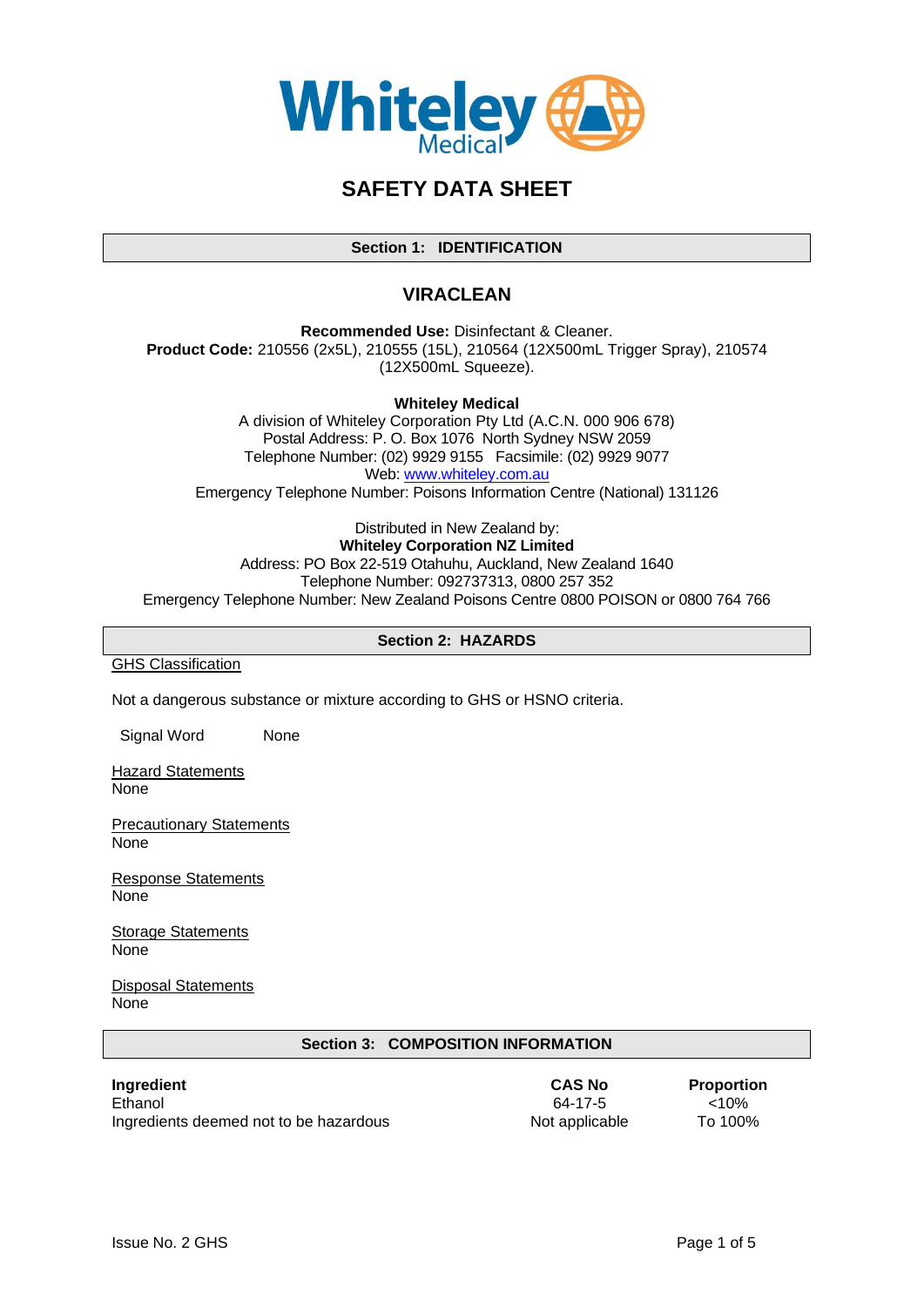Whiteley Medical

# SAFETY DATA SHEET

## Section 1: IDENTIFICATION

### VIRACLEAN

**Recommended Use:** Disinfectant & Cleaner.
**Product Code:** 210556 (2x5L), 210555 (15L), 210564 (12X500mL Trigger Spray), 210574 (12X500mL Squeeze).

**Whiteley Medical**
A division of Whiteley Corporation Pty Ltd (A.C.N. 000 906 678)
Postal Address: P. O. Box 1076 North Sydney NSW 2059
Telephone Number: (02) 9929 9155 Facsimile: (02) 9929 9077
Web: www.whiteley.com.au
Emergency Telephone Number: Poisons Information Centre (National) 131126

Distributed in New Zealand by:
**Whiteley Corporation NZ Limited**
Address: PO Box 22-519 Otahuhu, Auckland, New Zealand 1640
Telephone Number: 092737313, 0800 257 352
Emergency Telephone Number: New Zealand Poisons Centre 0800 POISON or 0800 764 766

## Section 2: HAZARDS

GHS Classification

Not a dangerous substance or mixture according to GHS or HSNO criteria.

Signal Word None

Hazard Statements
None

Precautionary Statements
None

Response Statements
None

Storage Statements
None

Disposal Statements
None

## Section 3: COMPOSITION INFORMATION

| Ingredient | CAS No | Proportion |
|---|---|---|
| Ethanol | 64-17-5 | <10% |
| Ingredients deemed not to be hazardous | Not applicable | To 100% |

Issue No. 2 GHS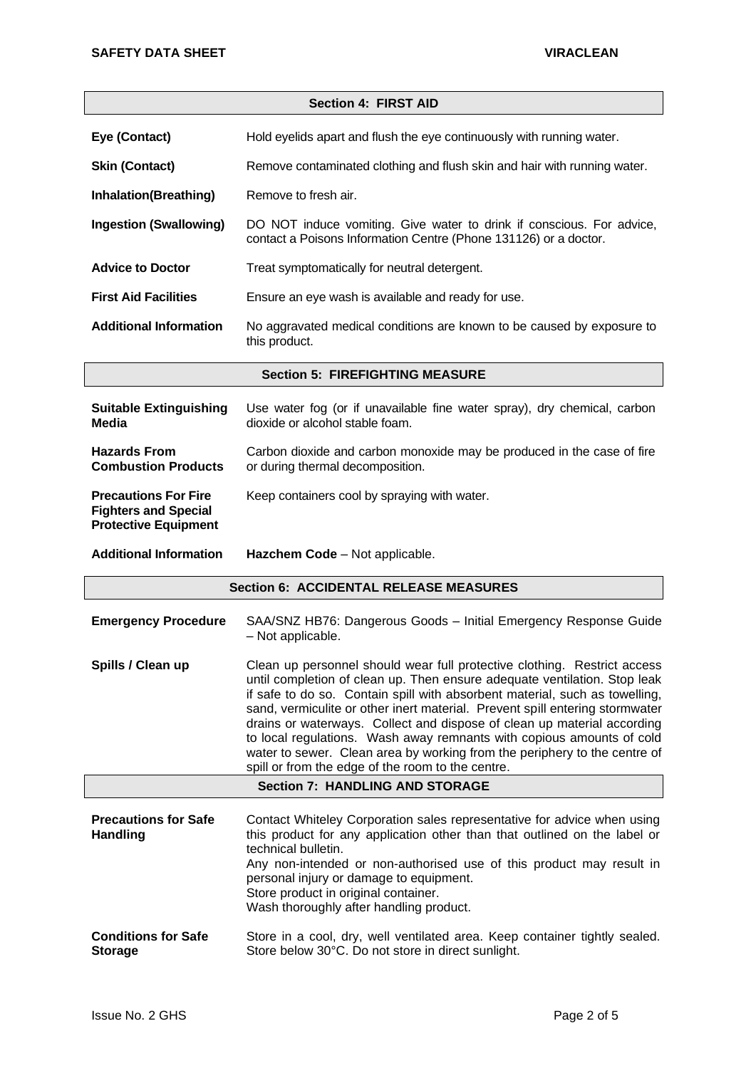## Section 4: FIRST AID

| | |
|---|---|
| **Eye (Contact)** | Hold eyelids apart and flush the eye continuously with running water. |
| **Skin (Contact)** | Remove contaminated clothing and flush skin and hair with running water. |
| **Inhalation(Breathing)** | Remove to fresh air. |
| **Ingestion (Swallowing)** | DO NOT induce vomiting. Give water to drink if conscious. For advice, contact a Poisons Information Centre (Phone 131126) or a doctor. |
| **Advice to Doctor** | Treat symptomatically for neutral detergent. |
| **First Aid Facilities** | Ensure an eye wash is available and ready for use. |
| **Additional Information** | No aggravated medical conditions are known to be caused by exposure to this product. |

## Section 5: FIREFIGHTING MEASURE

| | |
|---|---|
| **Suitable Extinguishing Media** | Use water fog (or if unavailable fine water spray), dry chemical, carbon dioxide or alcohol stable foam. |
| **Hazards From Combustion Products** | Carbon dioxide and carbon monoxide may be produced in the case of fire or during thermal decomposition. |
| **Precautions For Fire Fighters and Special Protective Equipment** | Keep containers cool by spraying with water. |
| **Additional Information** | **Hazchem Code** – Not applicable. |

## Section 6: ACCIDENTAL RELEASE MEASURES

| | |
|---|---|
| **Emergency Procedure** | SAA/SNZ HB76: Dangerous Goods – Initial Emergency Response Guide – Not applicable. |
| **Spills / Clean up** | Clean up personnel should wear full protective clothing. Restrict access until completion of clean up. Then ensure adequate ventilation. Stop leak if safe to do so. Contain spill with absorbent material, such as towelling, sand, vermiculite or other inert material. Prevent spill entering stormwater drains or waterways. Collect and dispose of clean up material according to local regulations. Wash away remnants with copious amounts of cold water to sewer. Clean area by working from the periphery to the centre of spill or from the edge of the room to the centre. |

## Section 7: HANDLING AND STORAGE

| | |
|---|---|
| **Precautions for Safe Handling** | Contact Whiteley Corporation sales representative for advice when using this product for any application other than that outlined on the label or technical bulletin.<br>Any non-intended or non-authorised use of this product may result in personal injury or damage to equipment.<br>Store product in original container.<br>Wash thoroughly after handling product. |
| **Conditions for Safe Storage** | Store in a cool, dry, well ventilated area. Keep container tightly sealed. Store below 30°C. Do not store in direct sunlight. |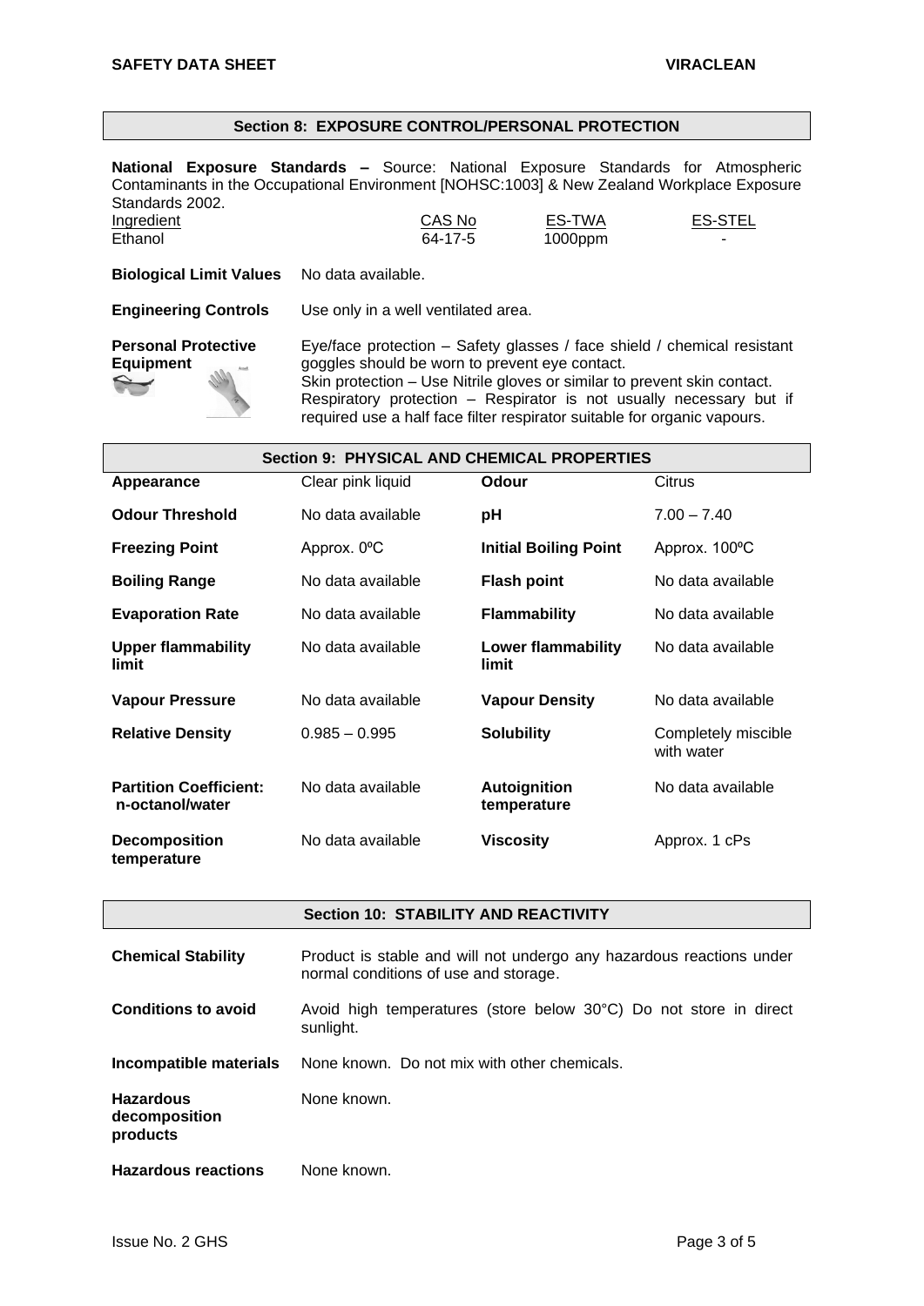## Section 8: EXPOSURE CONTROL/PERSONAL PROTECTION

**National Exposure Standards –** Source: National Exposure Standards for Atmospheric Contaminants in the Occupational Environment [NOHSC:1003] & New Zealand Workplace Exposure Standards 2002.

| Ingredient | CAS No | ES-TWA | ES-STEL |
|---|---|---|---|
| Ethanol | 64-17-5 | 1000ppm | - |

**Biological Limit Values** No data available.

**Engineering Controls** Use only in a well ventilated area.

**Personal Protective Equipment** Eye/face protection – Safety glasses / face shield / chemical resistant goggles should be worn to prevent eye contact.
Skin protection – Use Nitrile gloves or similar to prevent skin contact.
Respiratory protection – Respirator is not usually necessary but if required use a half face filter respirator suitable for organic vapours.

## Section 9: PHYSICAL AND CHEMICAL PROPERTIES

| | | | |
|---|---|---|---|
| **Appearance** | Clear pink liquid | **Odour** | Citrus |
| **Odour Threshold** | No data available | **pH** | 7.00 – 7.40 |
| **Freezing Point** | Approx. 0ºC | **Initial Boiling Point** | Approx. 100ºC |
| **Boiling Range** | No data available | **Flash point** | No data available |
| **Evaporation Rate** | No data available | **Flammability** | No data available |
| **Upper flammability limit** | No data available | **Lower flammability limit** | No data available |
| **Vapour Pressure** | No data available | **Vapour Density** | No data available |
| **Relative Density** | 0.985 – 0.995 | **Solubility** | Completely miscible with water |
| **Partition Coefficient: n-octanol/water** | No data available | **Autoignition temperature** | No data available |
| **Decomposition temperature** | No data available | **Viscosity** | Approx. 1 cPs |

## Section 10: STABILITY AND REACTIVITY

**Chemical Stability** Product is stable and will not undergo any hazardous reactions under normal conditions of use and storage.

**Conditions to avoid** Avoid high temperatures (store below 30°C) Do not store in direct sunlight.

**Incompatible materials** None known. Do not mix with other chemicals.

**Hazardous decomposition products** None known.

**Hazardous reactions** None known.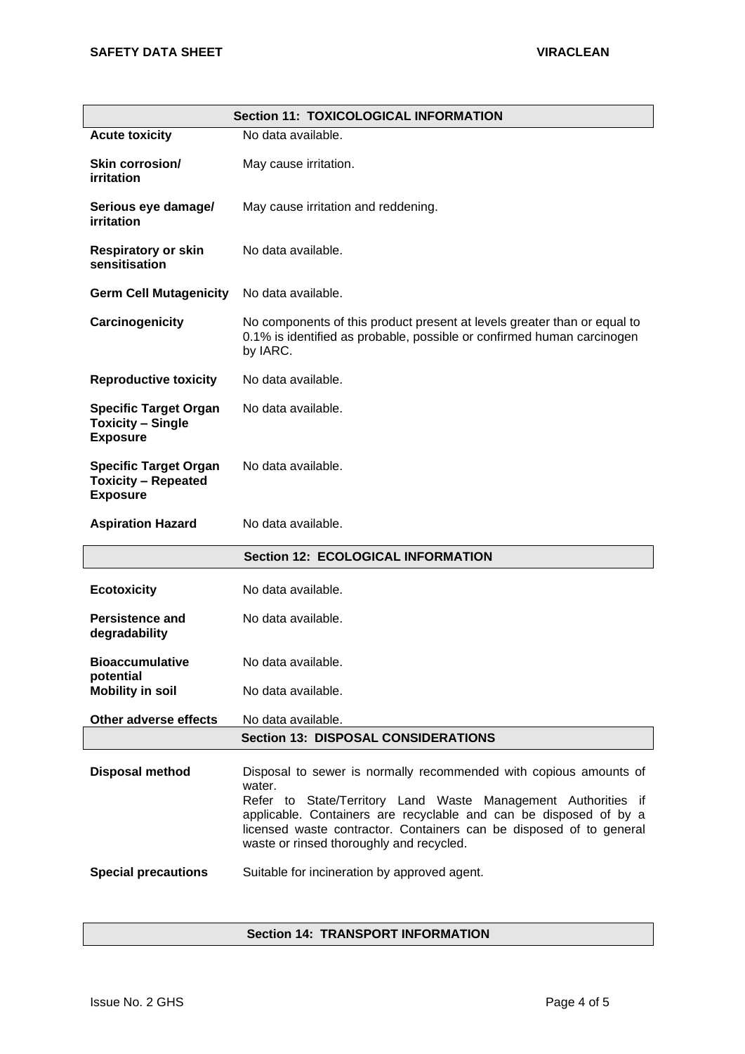## Section 11: TOXICOLOGICAL INFORMATION

| | |
|---|---|
| **Acute toxicity** | No data available. |
| **Skin corrosion/ irritation** | May cause irritation. |
| **Serious eye damage/ irritation** | May cause irritation and reddening. |
| **Respiratory or skin sensitisation** | No data available. |
| **Germ Cell Mutagenicity** | No data available. |
| **Carcinogenicity** | No components of this product present at levels greater than or equal to 0.1% is identified as probable, possible or confirmed human carcinogen by IARC. |
| **Reproductive toxicity** | No data available. |
| **Specific Target Organ Toxicity – Single Exposure** | No data available. |
| **Specific Target Organ Toxicity – Repeated Exposure** | No data available. |
| **Aspiration Hazard** | No data available. |

## Section 12: ECOLOGICAL INFORMATION

| | |
|---|---|
| **Ecotoxicity** | No data available. |
| **Persistence and degradability** | No data available. |
| **Bioaccumulative potential** | No data available. |
| **Mobility in soil** | No data available. |
| **Other adverse effects** | No data available. |

## Section 13: DISPOSAL CONSIDERATIONS

| | |
|---|---|
| **Disposal method** | Disposal to sewer is normally recommended with copious amounts of water. Refer to State/Territory Land Waste Management Authorities if applicable. Containers are recyclable and can be disposed of by a licensed waste contractor. Containers can be disposed of to general waste or rinsed thoroughly and recycled. |
| **Special precautions** | Suitable for incineration by approved agent. |

## Section 14: TRANSPORT INFORMATION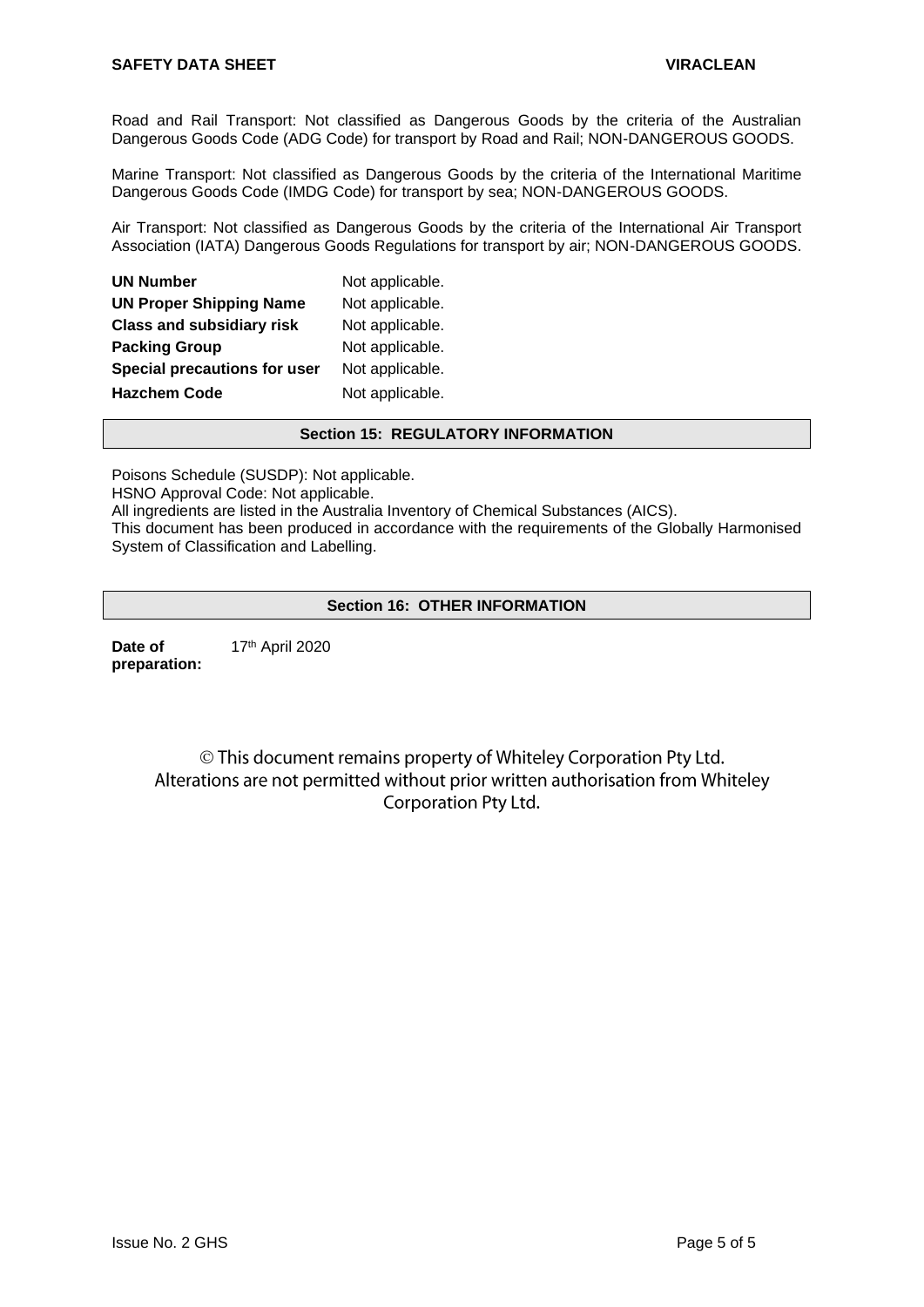Road and Rail Transport: Not classified as Dangerous Goods by the criteria of the Australian Dangerous Goods Code (ADG Code) for transport by Road and Rail; NON-DANGEROUS GOODS.

Marine Transport: Not classified as Dangerous Goods by the criteria of the International Maritime Dangerous Goods Code (IMDG Code) for transport by sea; NON-DANGEROUS GOODS.

Air Transport: Not classified as Dangerous Goods by the criteria of the International Air Transport Association (IATA) Dangerous Goods Regulations for transport by air; NON-DANGEROUS GOODS.

| | |
|---|---|
| **UN Number** | Not applicable. |
| **UN Proper Shipping Name** | Not applicable. |
| **Class and subsidiary risk** | Not applicable. |
| **Packing Group** | Not applicable. |
| **Special precautions for user** | Not applicable. |
| **Hazchem Code** | Not applicable. |

## Section 15: REGULATORY INFORMATION

Poisons Schedule (SUSDP): Not applicable.
HSNO Approval Code: Not applicable.
All ingredients are listed in the Australia Inventory of Chemical Substances (AICS).
This document has been produced in accordance with the requirements of the Globally Harmonised System of Classification and Labelling.

## Section 16: OTHER INFORMATION

**Date of preparation:** 17th April 2020

© This document remains property of Whiteley Corporation Pty Ltd. Alterations are not permitted without prior written authorisation from Whiteley Corporation Pty Ltd.